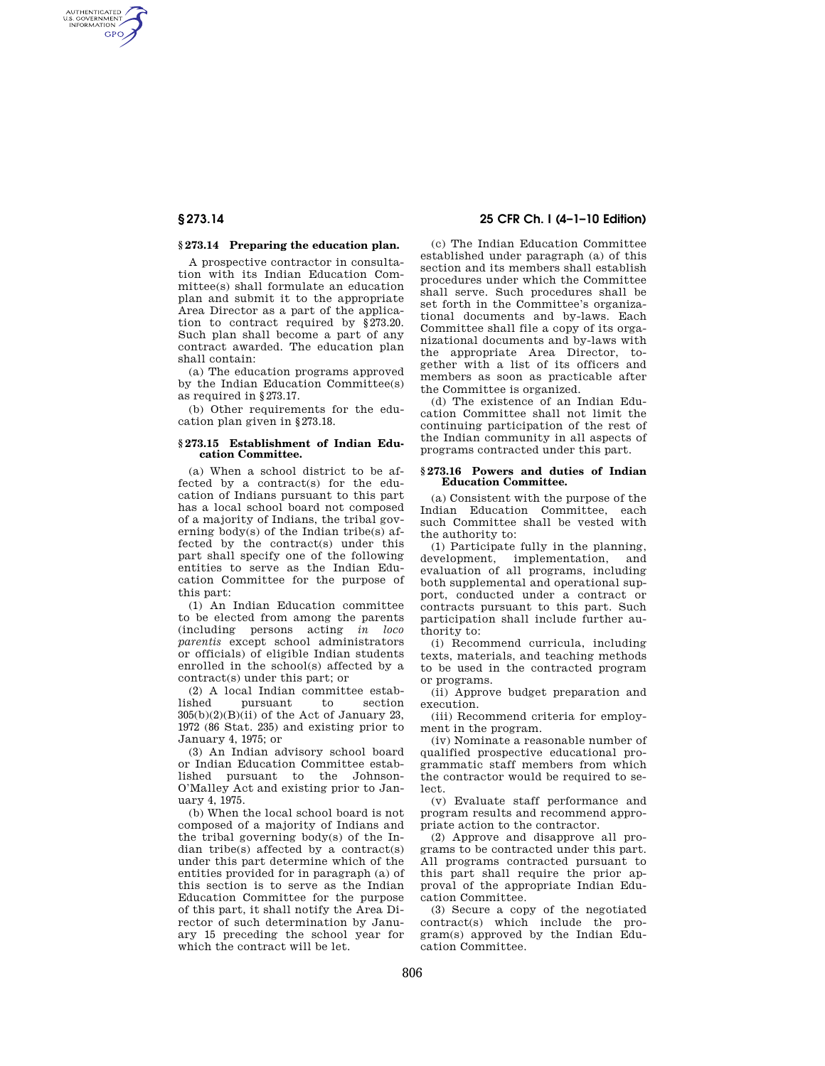## § 273.14 Preparing the education plan.

A prospective contractor in consultation with its Indian Education Committee(s) shall formulate an education plan and submit it to the appropriate Area Director as a part of the application to contract required by §273.20. Such plan shall become a part of any contract awarded. The education plan shall contain:

(a) The education programs approved by the Indian Education Committee(s) as required in §273.17.

(b) Other requirements for the education plan given in §273.18.

## § 273.15 Establishment of Indian Education Committee.

(a) When a school district to be affected by a contract(s) for the education of Indians pursuant to this part has a local school board not composed of a majority of Indians, the tribal governing body(s) of the Indian tribe(s) affected by the contract(s) under this part shall specify one of the following entities to serve as the Indian Education Committee for the purpose of this part:

(1) An Indian Education committee to be elected from among the parents (including persons acting *in loco parentis* except school administrators or officials) of eligible Indian students enrolled in the school(s) affected by a contract(s) under this part; or

(2) A local Indian committee established pursuant to section 305(b)(2)(B)(ii) of the Act of January 23, 1972 (86 Stat. 235) and existing prior to January 4, 1975; or

(3) An Indian advisory school board or Indian Education Committee established pursuant to the Johnson-O'Malley Act and existing prior to January 4, 1975.

(b) When the local school board is not composed of a majority of Indians and the tribal governing body(s) of the Indian tribe(s) affected by a contract(s) under this part determine which of the entities provided for in paragraph (a) of this section is to serve as the Indian Education Committee for the purpose of this part, it shall notify the Area Director of such determination by January 15 preceding the school year for which the contract will be let.

(c) The Indian Education Committee established under paragraph (a) of this section and its members shall establish procedures under which the Committee shall serve. Such procedures shall be set forth in the Committee's organizational documents and by-laws. Each Committee shall file a copy of its organizational documents and by-laws with the appropriate Area Director, together with a list of its officers and members as soon as practicable after the Committee is organized.

(d) The existence of an Indian Education Committee shall not limit the continuing participation of the rest of the Indian community in all aspects of programs contracted under this part.

## § 273.16 Powers and duties of Indian Education Committee.

(a) Consistent with the purpose of the Indian Education Committee, each such Committee shall be vested with the authority to:

(1) Participate fully in the planning, development, implementation, and evaluation of all programs, including both supplemental and operational support, conducted under a contract or contracts pursuant to this part. Such participation shall include further authority to:

(i) Recommend curricula, including texts, materials, and teaching methods to be used in the contracted program or programs.

(ii) Approve budget preparation and execution.

(iii) Recommend criteria for employment in the program.

(iv) Nominate a reasonable number of qualified prospective educational programmatic staff members from which the contractor would be required to select.

(v) Evaluate staff performance and program results and recommend appropriate action to the contractor.

(2) Approve and disapprove all programs to be contracted under this part. All programs contracted pursuant to this part shall require the prior approval of the appropriate Indian Education Committee.

(3) Secure a copy of the negotiated contract(s) which include the program(s) approved by the Indian Education Committee.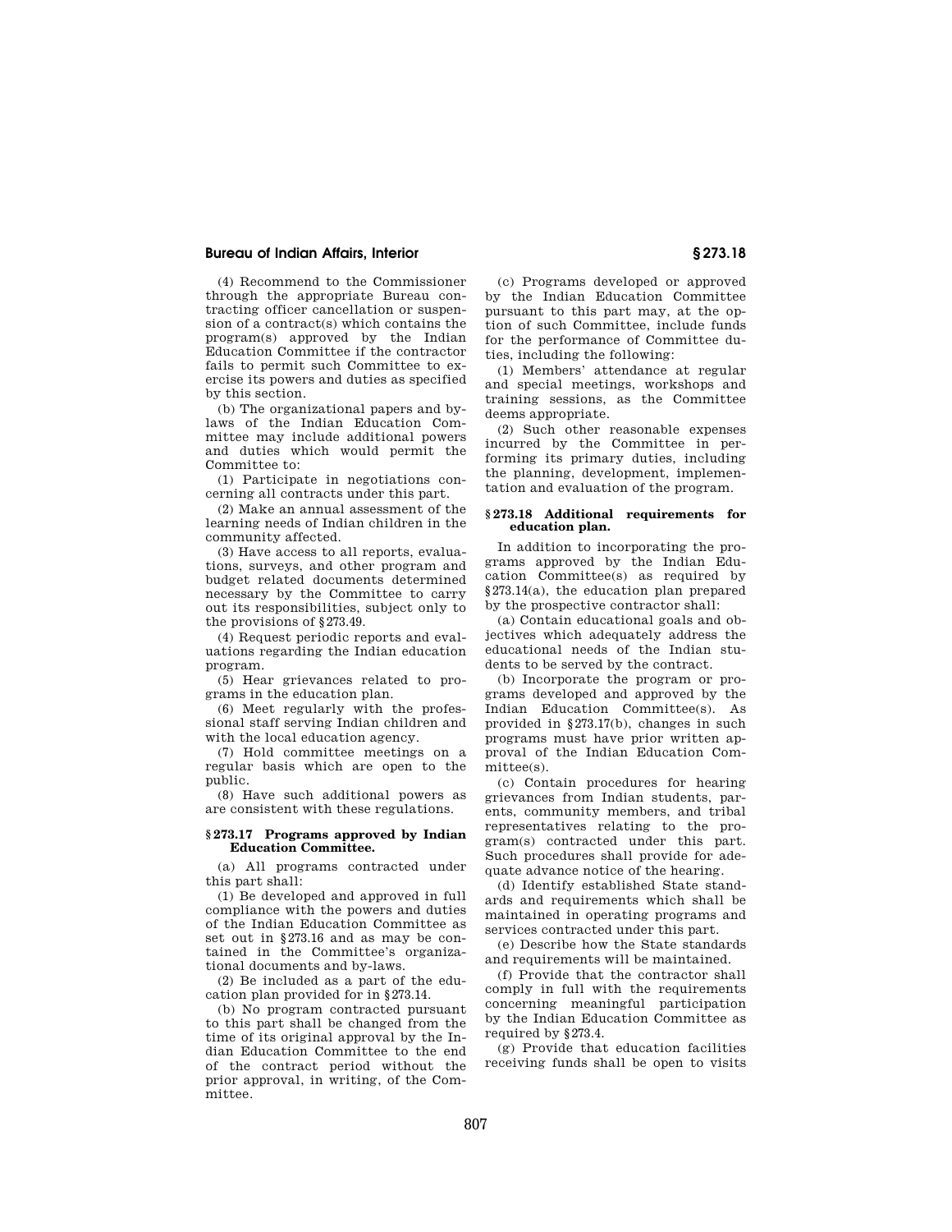(4) Recommend to the Commissioner through the appropriate Bureau contracting officer cancellation or suspension of a contract(s) which contains the program(s) approved by the Indian Education Committee if the contractor fails to permit such Committee to exercise its powers and duties as specified by this section.

(b) The organizational papers and bylaws of the Indian Education Committee may include additional powers and duties which would permit the Committee to:

(1) Participate in negotiations concerning all contracts under this part.

(2) Make an annual assessment of the learning needs of Indian children in the community affected.

(3) Have access to all reports, evaluations, surveys, and other program and budget related documents determined necessary by the Committee to carry out its responsibilities, subject only to the provisions of §273.49.

(4) Request periodic reports and evaluations regarding the Indian education program.

(5) Hear grievances related to programs in the education plan.

(6) Meet regularly with the professional staff serving Indian children and with the local education agency.

(7) Hold committee meetings on a regular basis which are open to the public.

(8) Have such additional powers as are consistent with these regulations.

### §273.17 Programs approved by Indian Education Committee.

(a) All programs contracted under this part shall:

(1) Be developed and approved in full compliance with the powers and duties of the Indian Education Committee as set out in §273.16 and as may be contained in the Committee's organizational documents and by-laws.

(2) Be included as a part of the education plan provided for in §273.14.

(b) No program contracted pursuant to this part shall be changed from the time of its original approval by the Indian Education Committee to the end of the contract period without the prior approval, in writing, of the Committee.

(c) Programs developed or approved by the Indian Education Committee pursuant to this part may, at the option of such Committee, include funds for the performance of Committee duties, including the following:

(1) Members' attendance at regular and special meetings, workshops and training sessions, as the Committee deems appropriate.

(2) Such other reasonable expenses incurred by the Committee in performing its primary duties, including the planning, development, implementation and evaluation of the program.

### §273.18 Additional requirements for education plan.

In addition to incorporating the programs approved by the Indian Education Committee(s) as required by §273.14(a), the education plan prepared by the prospective contractor shall:

(a) Contain educational goals and objectives which adequately address the educational needs of the Indian students to be served by the contract.

(b) Incorporate the program or programs developed and approved by the Indian Education Committee(s). As provided in §273.17(b), changes in such programs must have prior written approval of the Indian Education Committee(s).

(c) Contain procedures for hearing grievances from Indian students, parents, community members, and tribal representatives relating to the program(s) contracted under this part. Such procedures shall provide for adequate advance notice of the hearing.

(d) Identify established State standards and requirements which shall be maintained in operating programs and services contracted under this part.

(e) Describe how the State standards and requirements will be maintained.

(f) Provide that the contractor shall comply in full with the requirements concerning meaningful participation by the Indian Education Committee as required by §273.4.

(g) Provide that education facilities receiving funds shall be open to visits